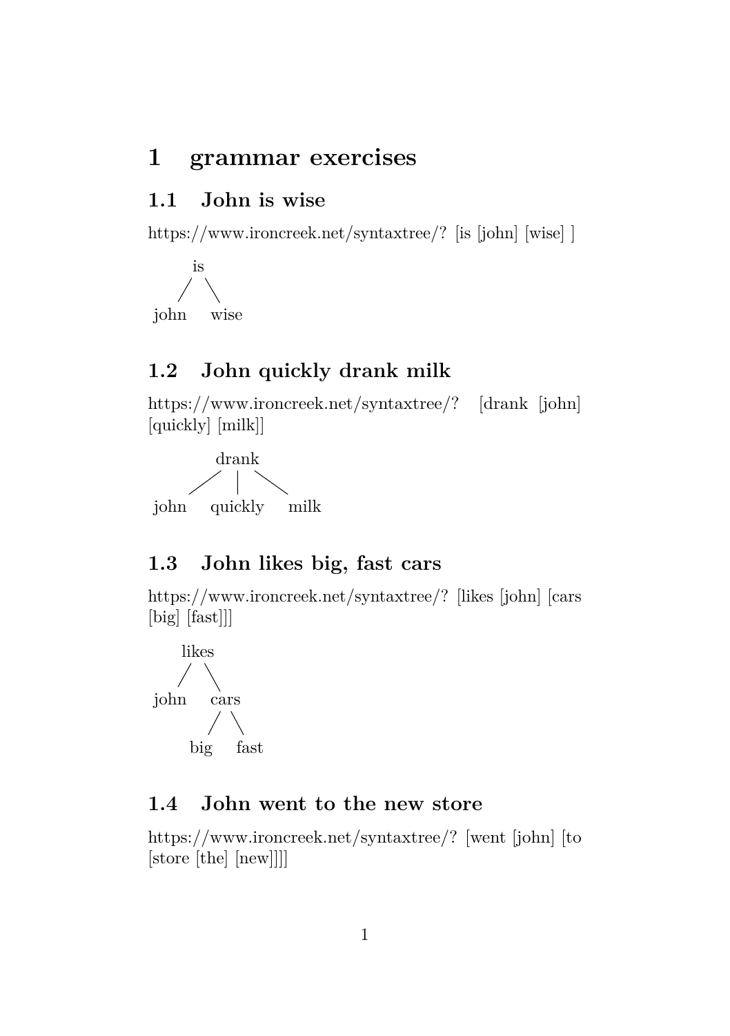# 1 grammar exercises

## 1.1 John is wise

https://www.ironcreek.net/syntaxtree/? [is [john] [wise] ]

```
    is
   /  \
john  wise
```

## 1.2 John quickly drank milk

https://www.ironcreek.net/syntaxtree/? [drank [john] [quickly] [milk]]

```
         drank
       /   |    \
john   quickly   milk
```

## 1.3 John likes big, fast cars

https://www.ironcreek.net/syntaxtree/? [likes [john] [cars [big] [fast]]]

```
    likes
   /     \
john     cars
        /    \
      big    fast
```

## 1.4 John went to the new store

https://www.ironcreek.net/syntaxtree/? [went [john] [to [store [the] [new]]]]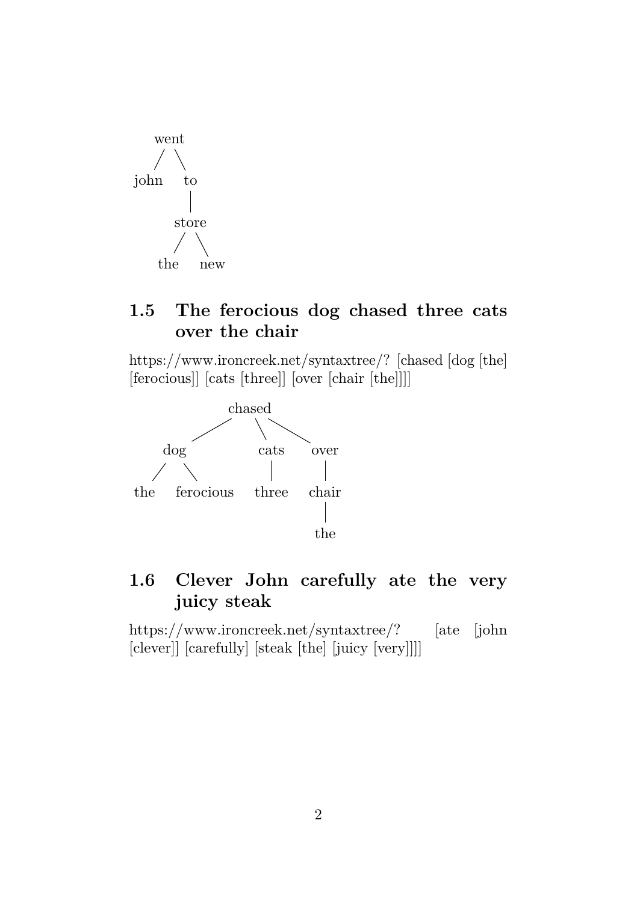```
        went
       /    \
    john     to
             |
           store
          /     \
        the     new
```

## 1.5 The ferocious dog chased three cats over the chair

https://www.ironcreek.net/syntaxtree/? [chased [dog [the] [ferocious]] [cats [three]] [over [chair [the]]]]

```
                    chased
                 /     |     \
            dog       cats    over
           /   \       |       |
        the  ferocious three  chair
                               |
                              the
```

## 1.6 Clever John carefully ate the very juicy steak

https://www.ironcreek.net/syntaxtree/? [ate [john [clever]] [carefully] [steak [the] [juicy [very]]]]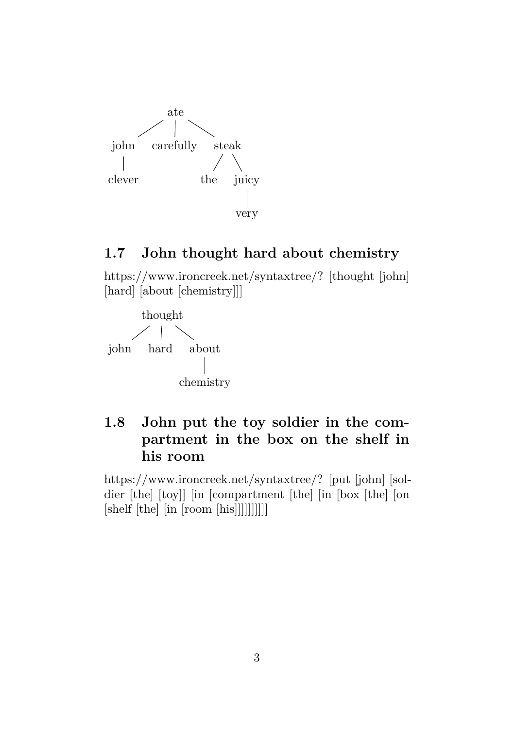```
              ate
         /     |     \
     john  carefully  steak
      |              /    \
    clever         the    juicy
                            |
                          very
```

## 1.7 John thought hard about chemistry

https://www.ironcreek.net/syntaxtree/? [thought [john] [hard] [about [chemistry]]]

```
        thought
      /    |    \
   john   hard   about
                   |
               chemistry
```

## 1.8 John put the toy soldier in the compartment in the box on the shelf in his room

https://www.ironcreek.net/syntaxtree/? [put [john] [soldier [the] [toy]] [in [compartment [the] [in [box [the] [on [shelf [the] [in [room [his]]]]]]]]]]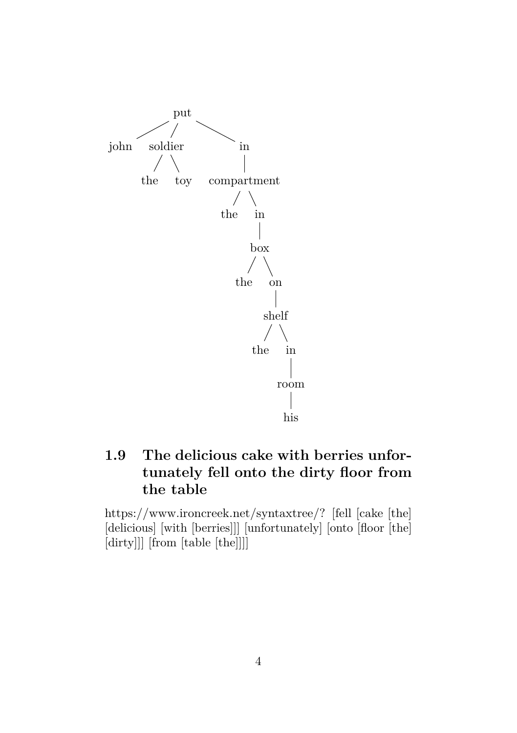```
            put
         /   |    \
     john  soldier   in
           /  \      |
         the  toy  compartment
                     /  \
                   the   in
                         |
                        box
                       /  \
                     the   on
                           |
                         shelf
                         /  \
                       the   in
                             |
                            room
                             |
                            his
```

## 1.9 The delicious cake with berries unfortunately fell onto the dirty floor from the table

https://www.ironcreek.net/syntaxtree/? [fell [cake [the] [delicious] [with [berries]]] [unfortunately] [onto [floor [the] [dirty]]] [from [table [the]]]]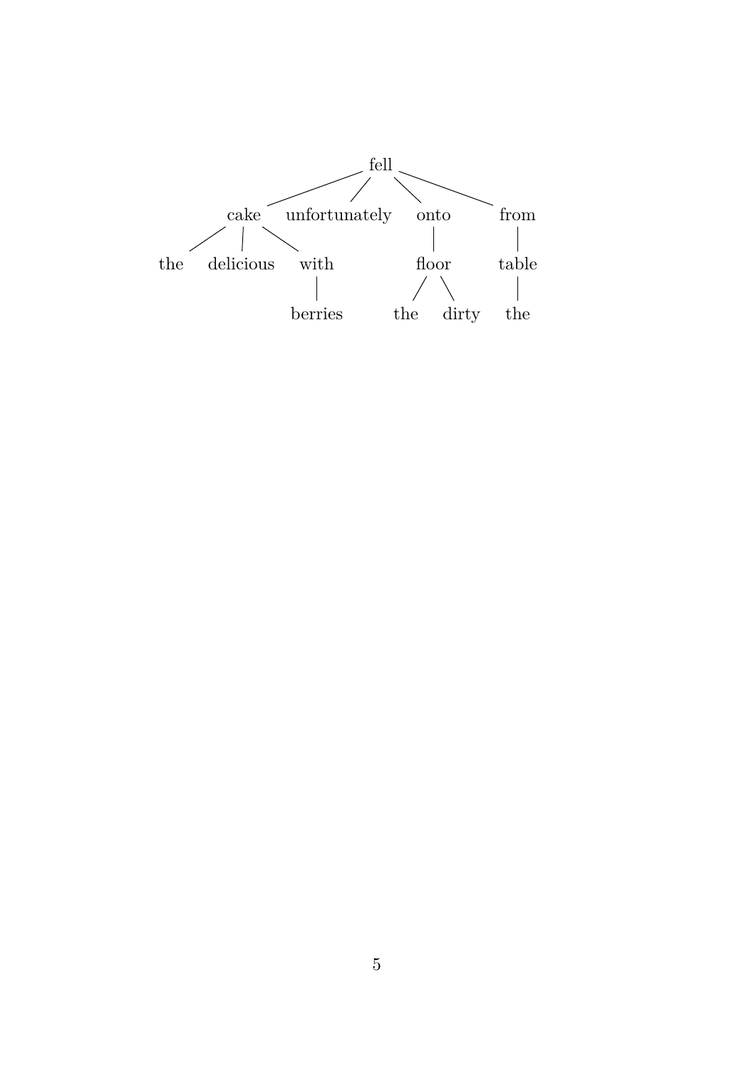fell

cake unfortunately onto from

the delicious with floor table

berries the dirty the